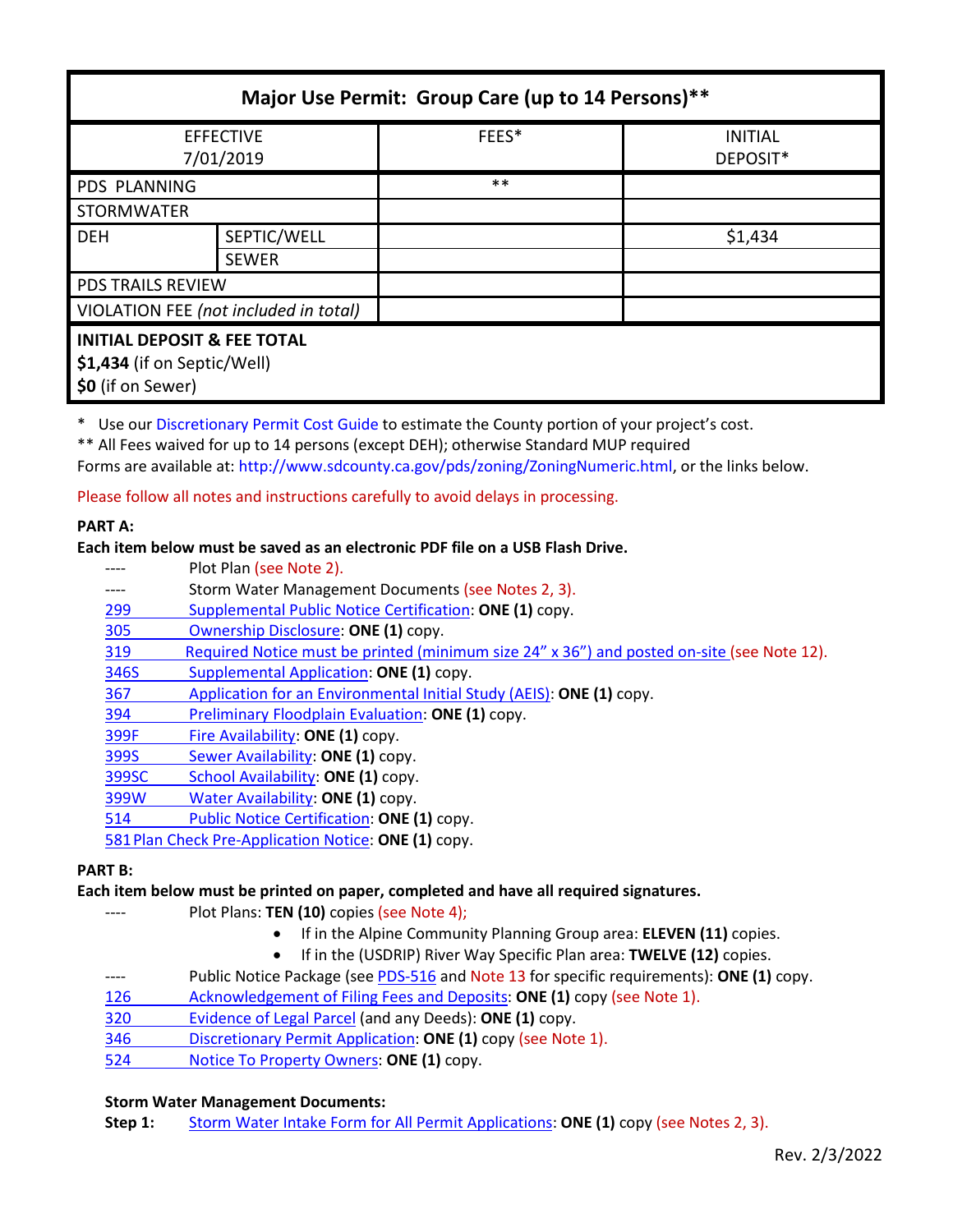| Major Use Permit: Group Care (up to 14 Persons)** | | | |
|---|---|---|---|
| EFFECTIVE 7/01/2019 | | FEES* | INITIAL DEPOSIT* |
| PDS PLANNING | | ** | |
| STORMWATER | | | |
| DEH | SEPTIC/WELL | | $1,434 |
| | SEWER | | |
| PDS TRAILS REVIEW | | | |
| VIOLATION FEE *(not included in total)* | | | |
| **INITIAL DEPOSIT & FEE TOTAL** **$1,434** (if on Septic/Well) **$0** (if on Sewer) | | | |

\* Use our Discretionary Permit Cost Guide to estimate the County portion of your project's cost.
** All Fees waived for up to 14 persons (except DEH); otherwise Standard MUP required
Forms are available at: http://www.sdcounty.ca.gov/pds/zoning/ZoningNumeric.html, or the links below.

Please follow all notes and instructions carefully to avoid delays in processing.

**PART A:**

**Each item below must be saved as an electronic PDF file on a USB Flash Drive.**

- ---- Plot Plan (see Note 2).
- ---- Storm Water Management Documents (see Notes 2, 3).
- 299 Supplemental Public Notice Certification: **ONE (1)** copy.
- 305 Ownership Disclosure: **ONE (1)** copy.
- 319 Required Notice must be printed (minimum size 24" x 36") and posted on-site (see Note 12).
- 346S Supplemental Application: **ONE (1)** copy.
- 367 Application for an Environmental Initial Study (AEIS): **ONE (1)** copy.
- 394 Preliminary Floodplain Evaluation: **ONE (1)** copy.
- 399F Fire Availability: **ONE (1)** copy.
- 399S Sewer Availability: **ONE (1)** copy.
- 399SC School Availability: **ONE (1)** copy.
- 399W Water Availability: **ONE (1)** copy.
- 514 Public Notice Certification: **ONE (1)** copy.
- 581 Plan Check Pre-Application Notice: **ONE (1)** copy.

**PART B:**

**Each item below must be printed on paper, completed and have all required signatures.**

- ---- Plot Plans: **TEN (10)** copies (see Note 4);
  - If in the Alpine Community Planning Group area: **ELEVEN (11)** copies.
  - If in the (USDRIP) River Way Specific Plan area: **TWELVE (12)** copies.
- ---- Public Notice Package (see PDS-516 and Note 13 for specific requirements): **ONE (1)** copy.
- 126 Acknowledgement of Filing Fees and Deposits: **ONE (1)** copy (see Note 1).
- 320 Evidence of Legal Parcel (and any Deeds): **ONE (1)** copy.
- 346 Discretionary Permit Application: **ONE (1)** copy (see Note 1).
- 524 Notice To Property Owners: **ONE (1)** copy.

**Storm Water Management Documents:**

**Step 1:** Storm Water Intake Form for All Permit Applications: **ONE (1)** copy (see Notes 2, 3).

Rev. 2/3/2022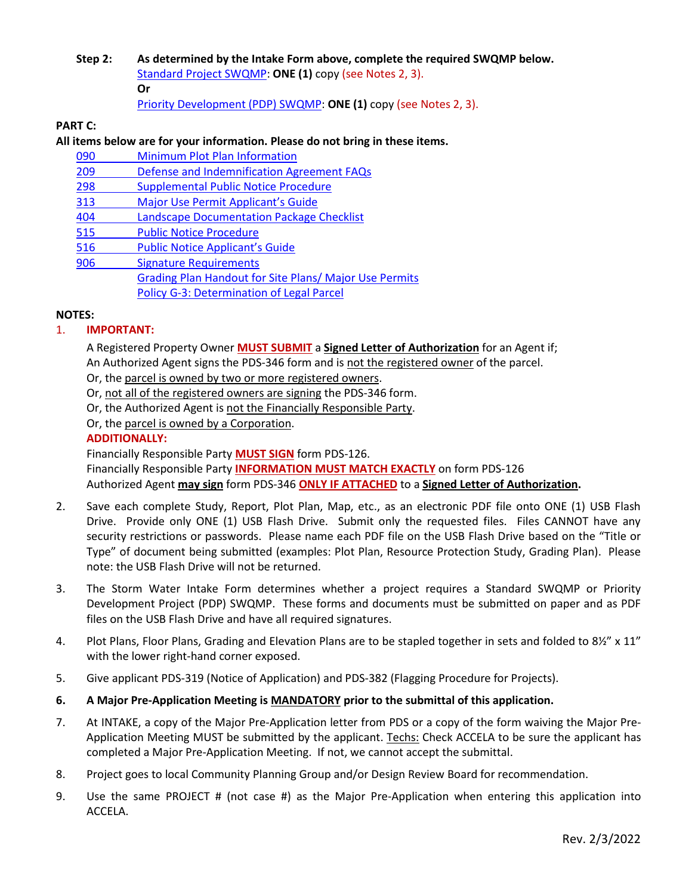**Step 2: As determined by the Intake Form above, complete the required SWQMP below.**

Standard Project SWQMP: **ONE (1)** copy (see Notes 2, 3).

**Or**

Priority Development (PDP) SWQMP: **ONE (1)** copy (see Notes 2, 3).

**PART C:**

**All items below are for your information. Please do not bring in these items.**

- 090 Minimum Plot Plan Information
- 209 Defense and Indemnification Agreement FAQs
- 298 Supplemental Public Notice Procedure
- 313 Major Use Permit Applicant's Guide
- 404 Landscape Documentation Package Checklist
- 515 Public Notice Procedure
- 516 Public Notice Applicant's Guide
- 906 Signature Requirements
- Grading Plan Handout for Site Plans/ Major Use Permits
- Policy G-3: Determination of Legal Parcel

**NOTES:**

1. **IMPORTANT:**

   A Registered Property Owner **MUST SUBMIT** a **Signed Letter of Authorization** for an Agent if;
   An Authorized Agent signs the PDS-346 form and is not the registered owner of the parcel.
   Or, the parcel is owned by two or more registered owners.
   Or, not all of the registered owners are signing the PDS-346 form.
   Or, the Authorized Agent is not the Financially Responsible Party.
   Or, the parcel is owned by a Corporation.

   **ADDITIONALLY:**

   Financially Responsible Party **MUST SIGN** form PDS-126.
   Financially Responsible Party **INFORMATION MUST MATCH EXACTLY** on form PDS-126
   Authorized Agent **may sign** form PDS-346 **ONLY IF ATTACHED** to a **Signed Letter of Authorization.**

2. Save each complete Study, Report, Plot Plan, Map, etc., as an electronic PDF file onto ONE (1) USB Flash Drive. Provide only ONE (1) USB Flash Drive. Submit only the requested files. Files CANNOT have any security restrictions or passwords. Please name each PDF file on the USB Flash Drive based on the "Title or Type" of document being submitted (examples: Plot Plan, Resource Protection Study, Grading Plan). Please note: the USB Flash Drive will not be returned.

3. The Storm Water Intake Form determines whether a project requires a Standard SWQMP or Priority Development Project (PDP) SWQMP. These forms and documents must be submitted on paper and as PDF files on the USB Flash Drive and have all required signatures.

4. Plot Plans, Floor Plans, Grading and Elevation Plans are to be stapled together in sets and folded to 8½" x 11" with the lower right-hand corner exposed.

5. Give applicant PDS-319 (Notice of Application) and PDS-382 (Flagging Procedure for Projects).

6. **A Major Pre-Application Meeting is MANDATORY prior to the submittal of this application.**

7. At INTAKE, a copy of the Major Pre-Application letter from PDS or a copy of the form waiving the Major Pre-Application Meeting MUST be submitted by the applicant. Techs: Check ACCELA to be sure the applicant has completed a Major Pre-Application Meeting. If not, we cannot accept the submittal.

8. Project goes to local Community Planning Group and/or Design Review Board for recommendation.

9. Use the same PROJECT # (not case #) as the Major Pre-Application when entering this application into ACCELA.

Rev. 2/3/2022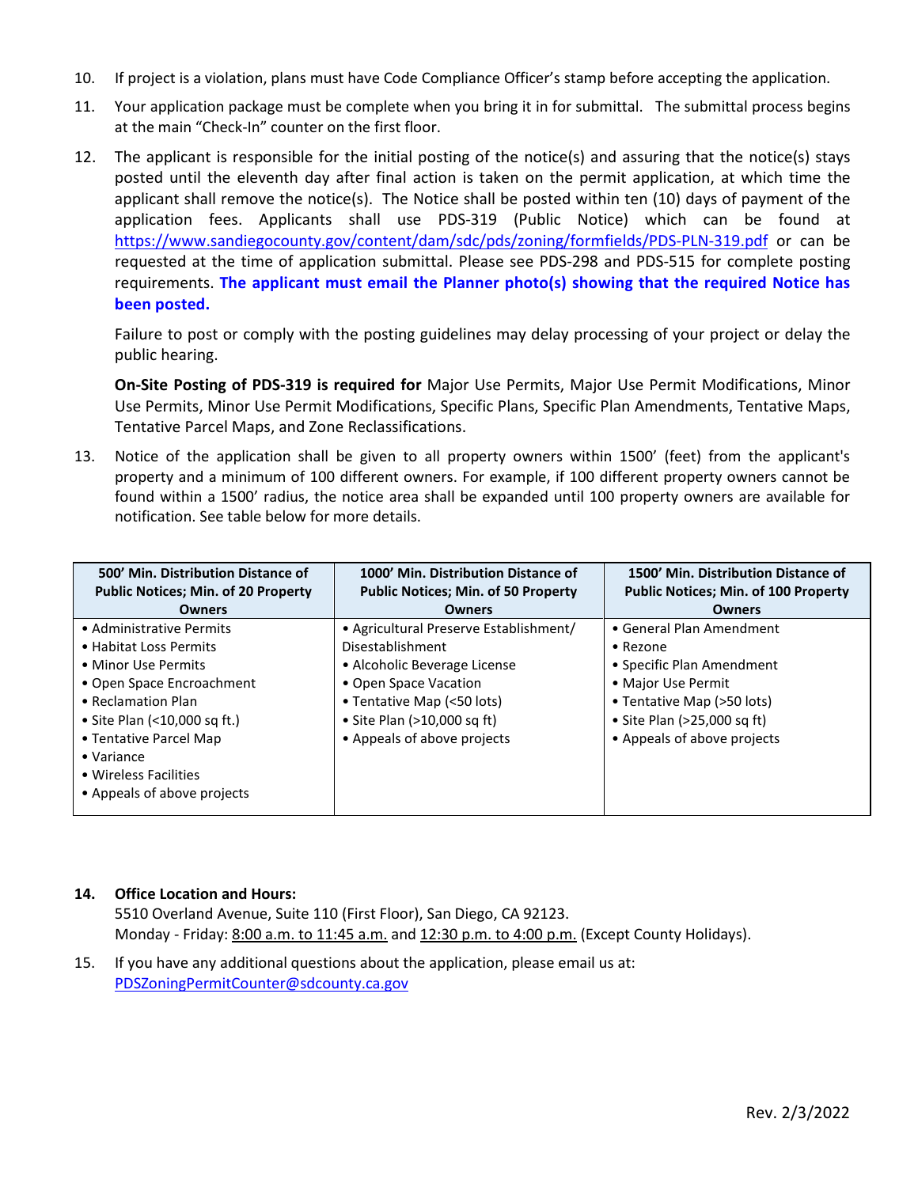10. If project is a violation, plans must have Code Compliance Officer's stamp before accepting the application.

11. Your application package must be complete when you bring it in for submittal. The submittal process begins at the main "Check-In" counter on the first floor.

12. The applicant is responsible for the initial posting of the notice(s) and assuring that the notice(s) stays posted until the eleventh day after final action is taken on the permit application, at which time the applicant shall remove the notice(s). The Notice shall be posted within ten (10) days of payment of the application fees. Applicants shall use PDS-319 (Public Notice) which can be found at https://www.sandiegocounty.gov/content/dam/sdc/pds/zoning/formfields/PDS-PLN-319.pdf or can be requested at the time of application submittal. Please see PDS-298 and PDS-515 for complete posting requirements. **The applicant must email the Planner photo(s) showing that the required Notice has been posted.**

    Failure to post or comply with the posting guidelines may delay processing of your project or delay the public hearing.

    **On-Site Posting of PDS-319 is required for** Major Use Permits, Major Use Permit Modifications, Minor Use Permits, Minor Use Permit Modifications, Specific Plans, Specific Plan Amendments, Tentative Maps, Tentative Parcel Maps, and Zone Reclassifications.

13. Notice of the application shall be given to all property owners within 1500' (feet) from the applicant's property and a minimum of 100 different owners. For example, if 100 different property owners cannot be found within a 1500' radius, the notice area shall be expanded until 100 property owners are available for notification. See table below for more details.

| 500' Min. Distribution Distance of Public Notices; Min. of 20 Property Owners | 1000' Min. Distribution Distance of Public Notices; Min. of 50 Property Owners | 1500' Min. Distribution Distance of Public Notices; Min. of 100 Property Owners |
|---|---|---|
| • Administrative Permits<br>• Habitat Loss Permits<br>• Minor Use Permits<br>• Open Space Encroachment<br>• Reclamation Plan<br>• Site Plan (<10,000 sq ft.)<br>• Tentative Parcel Map<br>• Variance<br>• Wireless Facilities<br>• Appeals of above projects | • Agricultural Preserve Establishment/ Disestablishment<br>• Alcoholic Beverage License<br>• Open Space Vacation<br>• Tentative Map (<50 lots)<br>• Site Plan (>10,000 sq ft)<br>• Appeals of above projects | • General Plan Amendment<br>• Rezone<br>• Specific Plan Amendment<br>• Major Use Permit<br>• Tentative Map (>50 lots)<br>• Site Plan (>25,000 sq ft)<br>• Appeals of above projects |

14. **Office Location and Hours:**
    5510 Overland Avenue, Suite 110 (First Floor), San Diego, CA 92123.
    Monday - Friday: 8:00 a.m. to 11:45 a.m. and 12:30 p.m. to 4:00 p.m. (Except County Holidays).

15. If you have any additional questions about the application, please email us at: PDSZoningPermitCounter@sdcounty.ca.gov

Rev. 2/3/2022